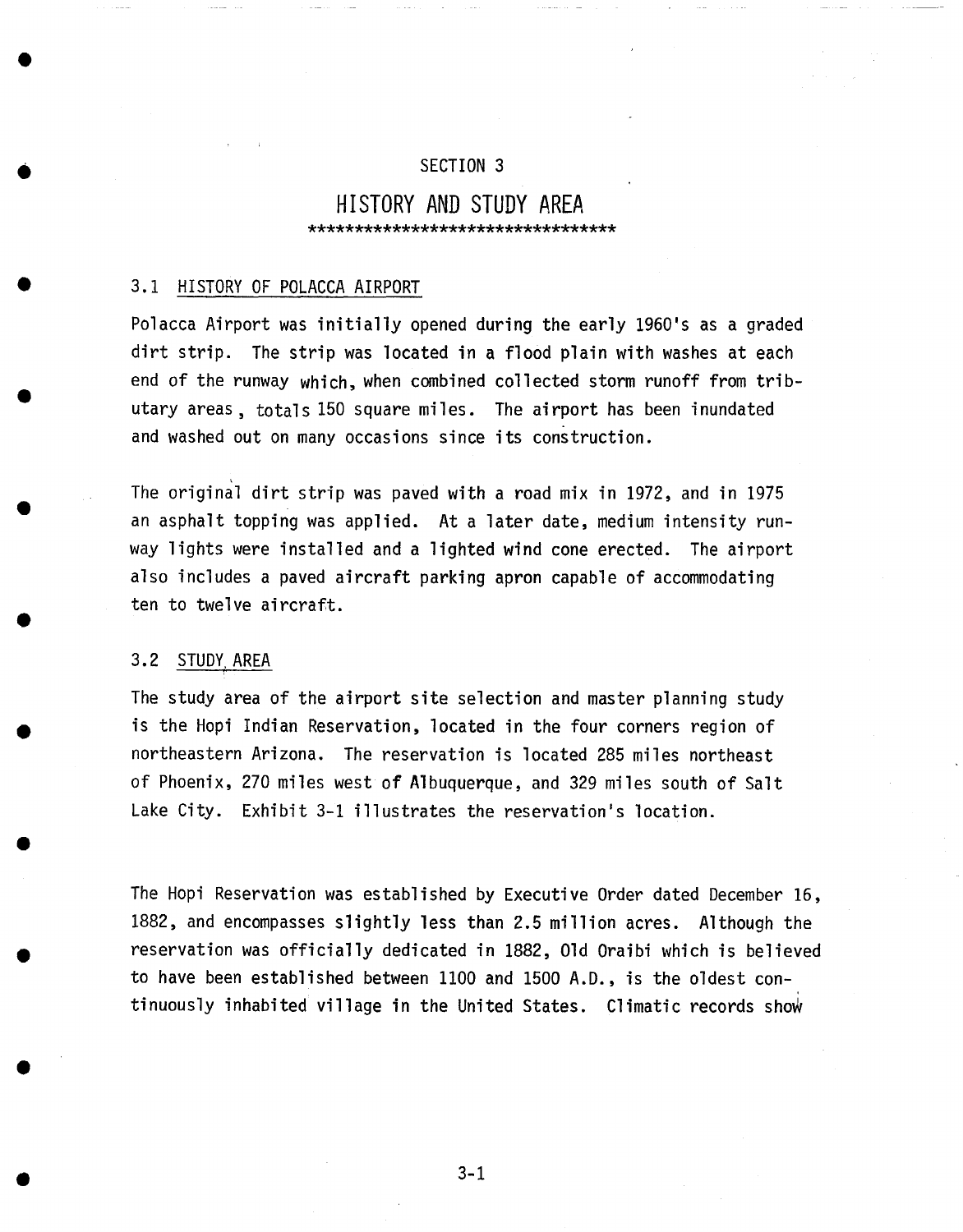# SECTION 3

# HISTORY AND STUDY AREA

**********************************

## 3.1 HISTORY OF POLACCA AIRPORT

Polacca Airport was initially opened during the early 1960's as a graded dirt strip. The strip was located in a flood plain with washes at each end of the runway which, when combined collected storm runoff from tributary areas, totals 150 square miles. The airport has been inundated and washed out on many occasions since its construction.

The original dirt strip was paved with a road mix in 1972, and in 1975 an asphalt topping was applied. At a later date, medium intensity runway lights were installed and a lighted wind cone erected. The airport also includes a paved aircraft parking apron capable of accommodating ten to twelve aircraft.

## 3.2 STUDY AREA

The study area of the airport site selection and master planning study is the Hopi Indian Reservation, located in the four corners region of northeastern Arizona. The reservation is located 285 miles northeast of Phoenix, 270 miles west of Albuquerque, and 329 miles south of Salt Lake City. Exhibit 3-1 illustrates the reservation's location.

The Hopi Reservation was established by Executive Order dated December 16, 1882, and encompasses slightly less than 2.5 million acres. Although the reservation was officially dedicated in 1882, Old Oraibi which is believed to have been established between 1100 and 1500 A.D., is the oldest continuously inhabited village in the United States. Climatic records show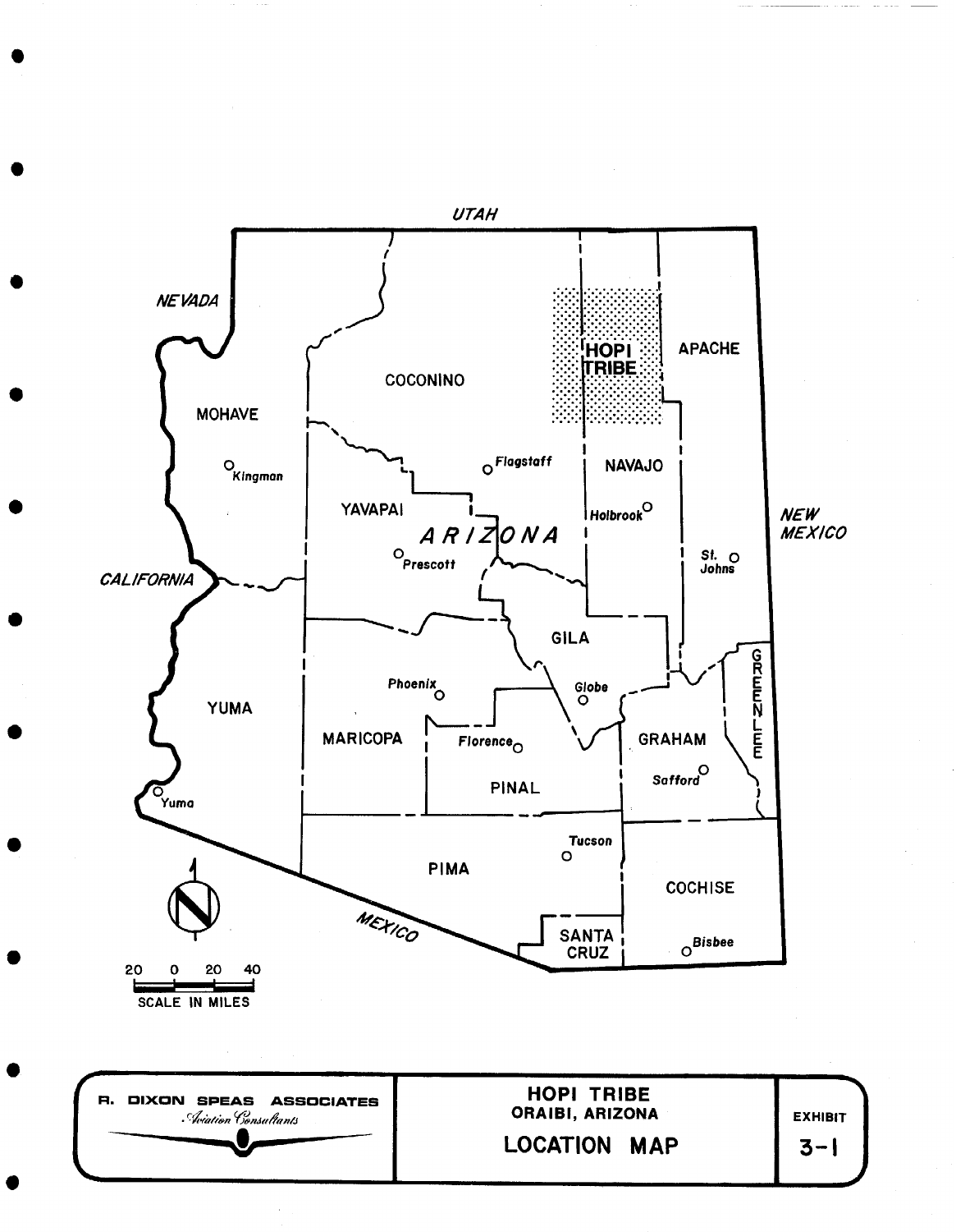UTAH

NEVADA

CALIFORNIA

NEW MEXICO

MEXICO

ARIZONA

HOPI TRIBE

COCONINO

APACHE

MOHAVE

NAVAJO

YAVAPAI

GILA

YUMA

MARICOPA

PINAL

GRAHAM

GREENLEE

PIMA

COCHISE

SANTA CRUZ

Kingman

Flagstaff

Holbrook

Prescott

St. Johns

Phoenix

Globe

Florence

Safford

Yuma

Tucson

Bisbee

N

20 0 20 40

SCALE IN MILES

R. DIXON SPEAS ASSOCIATES
*Aviation Consultants*

**HOPI TRIBE**
**ORAIBI, ARIZONA**

**LOCATION MAP**

EXHIBIT 3-1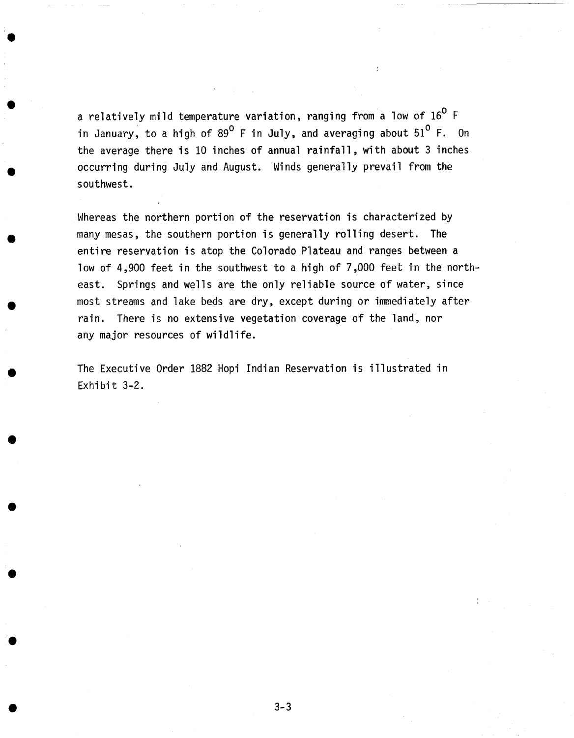a relatively mild temperature variation, ranging from a low of $16^{\circ}$ F in January, to a high of $89^{\circ}$ F in July, and averaging about $51^{\circ}$ F. On the average there is 10 inches of annual rainfall, with about 3 inches occurring during July and August. Winds generally prevail from the southwest.

Whereas the northern portion of the reservation is characterized by many mesas, the southern portion is generally rolling desert. The entire reservation is atop the Colorado Plateau and ranges between a low of 4,900 feet in the southwest to a high of 7,000 feet in the northeast. Springs and wells are the only reliable source of water, since most streams and lake beds are dry, except during or immediately after rain. There is no extensive vegetation coverage of the land, nor any major resources of wildlife.

The Executive Order 1882 Hopi Indian Reservation is illustrated in Exhibit 3-2.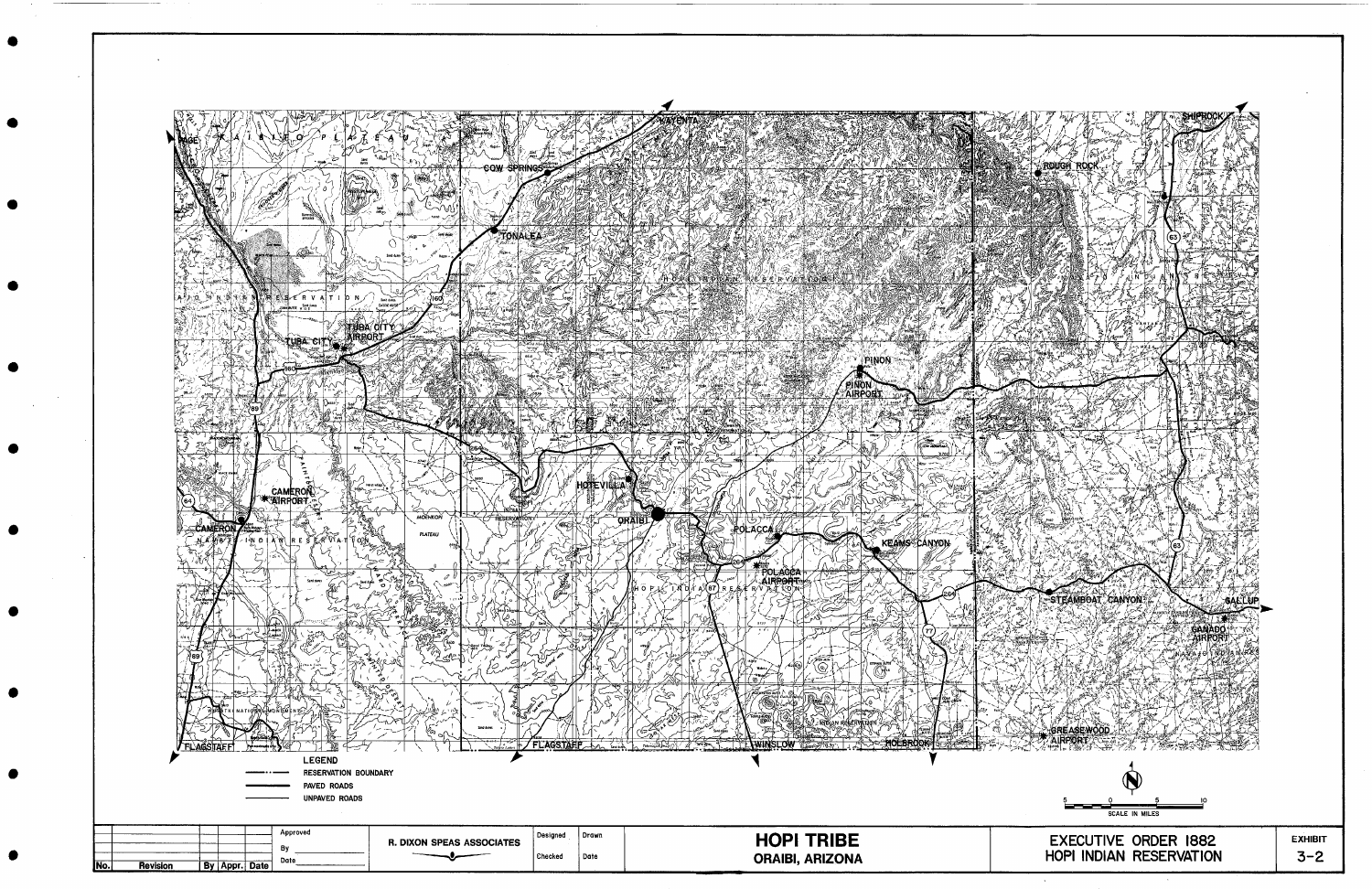PAGE

KAIBITO PLATEAU

KAYENTA

COW SPRINGS

TONALEA

SHIPROCK

ROUGH ROCK

HOPI INDIAN RESERVATION

NAVAJO INDIAN RESERVATION

TUBA CITY

TUBA CITY AIRPORT

PINON

PINON AIRPORT

CAMERON

CAMERON AIRPORT

HOTEVILLA

ORAIBI

POLACCA

KEAMS CANYON

POLACCA AIRPORT

MOENKOPI PLATEAU

STEAMBOAT CANYON

GALLUP

GANADO AIRPORT

GREASEWOOD AIRPORT

FLAGSTAFF

FLAGSTAFF

WINSLOW

HOLBROOK

160

89

64

264

87

77

63

LEGEND

RESERVATION BOUNDARY

PAVED ROADS

UNPAVED ROADS

N

5 0 5 10

SCALE IN MILES

| No. | Revision | By | Appr. | Date | Approved By Date | R. DIXON SPEAS ASSOCIATES | Designed | Drawn | HOPI TRIBE ORAIBI, ARIZONA | EXECUTIVE ORDER 1882 HOPI INDIAN RESERVATION | EXHIBIT 3-2 |
|---|---|---|---|---|---|---|---|---|---|---|---|
| | | | | | | | Checked | Date | | | |